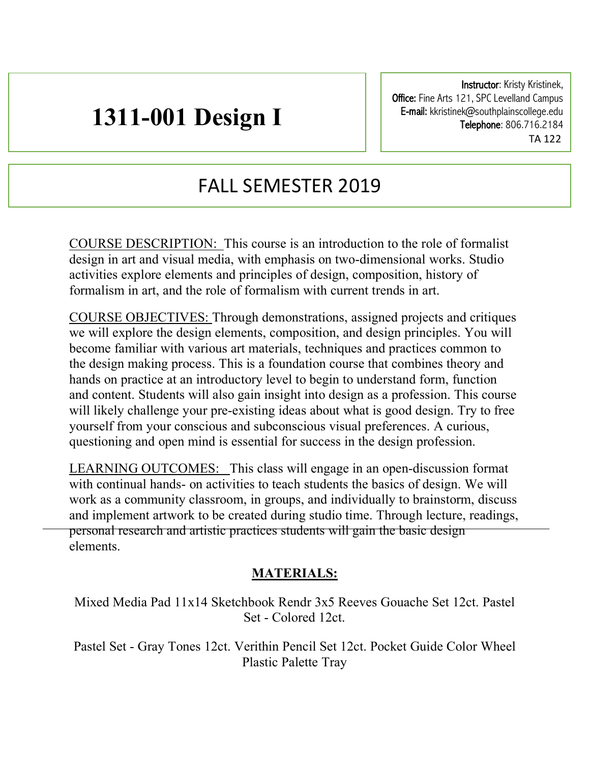# 1311-001 Design I

**Instructor**: Kristy Kristinek,
**Office:** Fine Arts 121, SPC Levelland Campus
**E-mail:** kkristinek@southplainscollege.edu
**Telephone**: 806.716.2184
TA 122

## FALL SEMESTER 2019

COURSE DESCRIPTION: This course is an introduction to the role of formalist design in art and visual media, with emphasis on two-dimensional works. Studio activities explore elements and principles of design, composition, history of formalism in art, and the role of formalism with current trends in art.

COURSE OBJECTIVES: Through demonstrations, assigned projects and critiques we will explore the design elements, composition, and design principles. You will become familiar with various art materials, techniques and practices common to the design making process. This is a foundation course that combines theory and hands on practice at an introductory level to begin to understand form, function and content. Students will also gain insight into design as a profession. This course will likely challenge your pre-existing ideas about what is good design. Try to free yourself from your conscious and subconscious visual preferences. A curious, questioning and open mind is essential for success in the design profession.

LEARNING OUTCOMES: This class will engage in an open-discussion format with continual hands- on activities to teach students the basics of design. We will work as a community classroom, in groups, and individually to brainstorm, discuss and implement artwork to be created during studio time. Through lecture, readings, personal research and artistic practices students will gain the basic design elements.

**MATERIALS:**

Mixed Media Pad 11x14 Sketchbook Rendr 3x5 Reeves Gouache Set 12ct. Pastel Set - Colored 12ct.

Pastel Set - Gray Tones 12ct. Verithin Pencil Set 12ct. Pocket Guide Color Wheel Plastic Palette Tray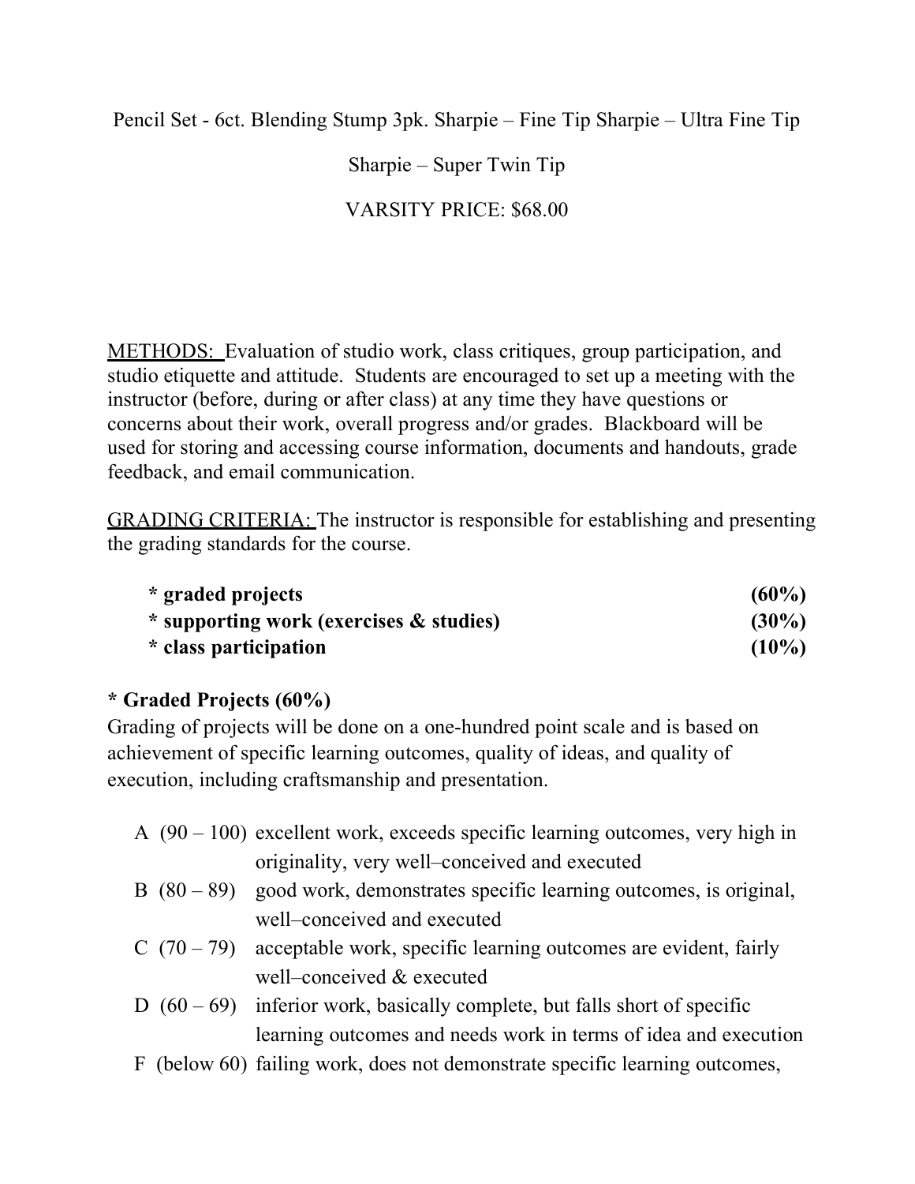Pencil Set - 6ct. Blending Stump 3pk. Sharpie – Fine Tip Sharpie – Ultra Fine Tip

Sharpie – Super Twin Tip

VARSITY PRICE: $68.00

METHODS: Evaluation of studio work, class critiques, group participation, and studio etiquette and attitude. Students are encouraged to set up a meeting with the instructor (before, during or after class) at any time they have questions or concerns about their work, overall progress and/or grades. Blackboard will be used for storing and accessing course information, documents and handouts, grade feedback, and email communication.

GRADING CRITERIA: The instructor is responsible for establishing and presenting the grading standards for the course.

| | |
|---|---|
| **\* graded projects** | **(60%)** |
| **\* supporting work (exercises & studies)** | **(30%)** |
| **\* class participation** | **(10%)** |

**\* Graded Projects (60%)**

Grading of projects will be done on a one-hundred point scale and is based on achievement of specific learning outcomes, quality of ideas, and quality of execution, including craftsmanship and presentation.

- A (90 – 100) excellent work, exceeds specific learning outcomes, very high in originality, very well–conceived and executed
- B (80 – 89) good work, demonstrates specific learning outcomes, is original, well–conceived and executed
- C (70 – 79) acceptable work, specific learning outcomes are evident, fairly well–conceived & executed
- D (60 – 69) inferior work, basically complete, but falls short of specific learning outcomes and needs work in terms of idea and execution
- F (below 60) failing work, does not demonstrate specific learning outcomes,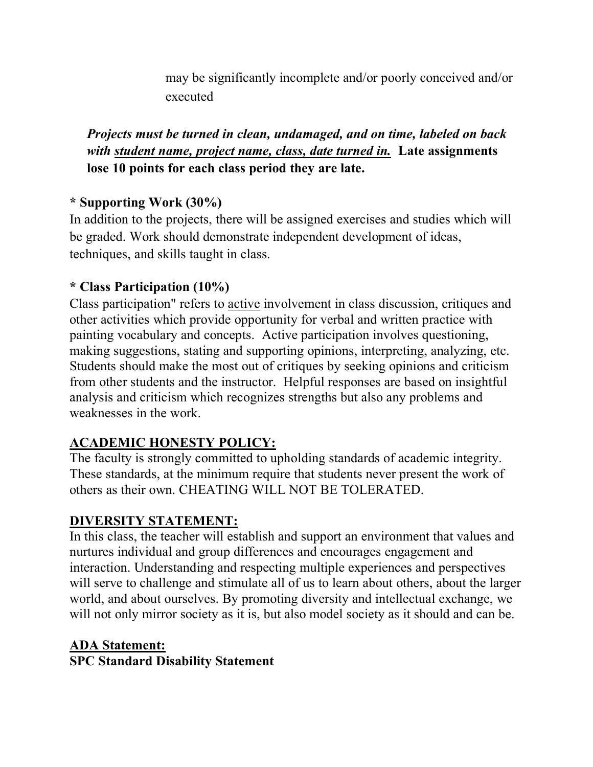may be significantly incomplete and/or poorly conceived and/or executed

***Projects must be turned in clean, undamaged, and on time, labeled on back with <u>student name, project name, class, date turned in.</u>*** **Late assignments lose 10 points for each class period they are late.**

**\* Supporting Work (30%)**
In addition to the projects, there will be assigned exercises and studies which will be graded. Work should demonstrate independent development of ideas, techniques, and skills taught in class.

**\* Class Participation (10%)**
Class participation" refers to <u>active</u> involvement in class discussion, critiques and other activities which provide opportunity for verbal and written practice with painting vocabulary and concepts. Active participation involves questioning, making suggestions, stating and supporting opinions, interpreting, analyzing, etc. Students should make the most out of critiques by seeking opinions and criticism from other students and the instructor. Helpful responses are based on insightful analysis and criticism which recognizes strengths but also any problems and weaknesses in the work.

## <u>ACADEMIC HONESTY POLICY:</u>

The faculty is strongly committed to upholding standards of academic integrity. These standards, at the minimum require that students never present the work of others as their own. CHEATING WILL NOT BE TOLERATED.

## <u>DIVERSITY STATEMENT:</u>

In this class, the teacher will establish and support an environment that values and nurtures individual and group differences and encourages engagement and interaction. Understanding and respecting multiple experiences and perspectives will serve to challenge and stimulate all of us to learn about others, about the larger world, and about ourselves. By promoting diversity and intellectual exchange, we will not only mirror society as it is, but also model society as it should and can be.

## <u>ADA Statement:</u>

**SPC Standard Disability Statement**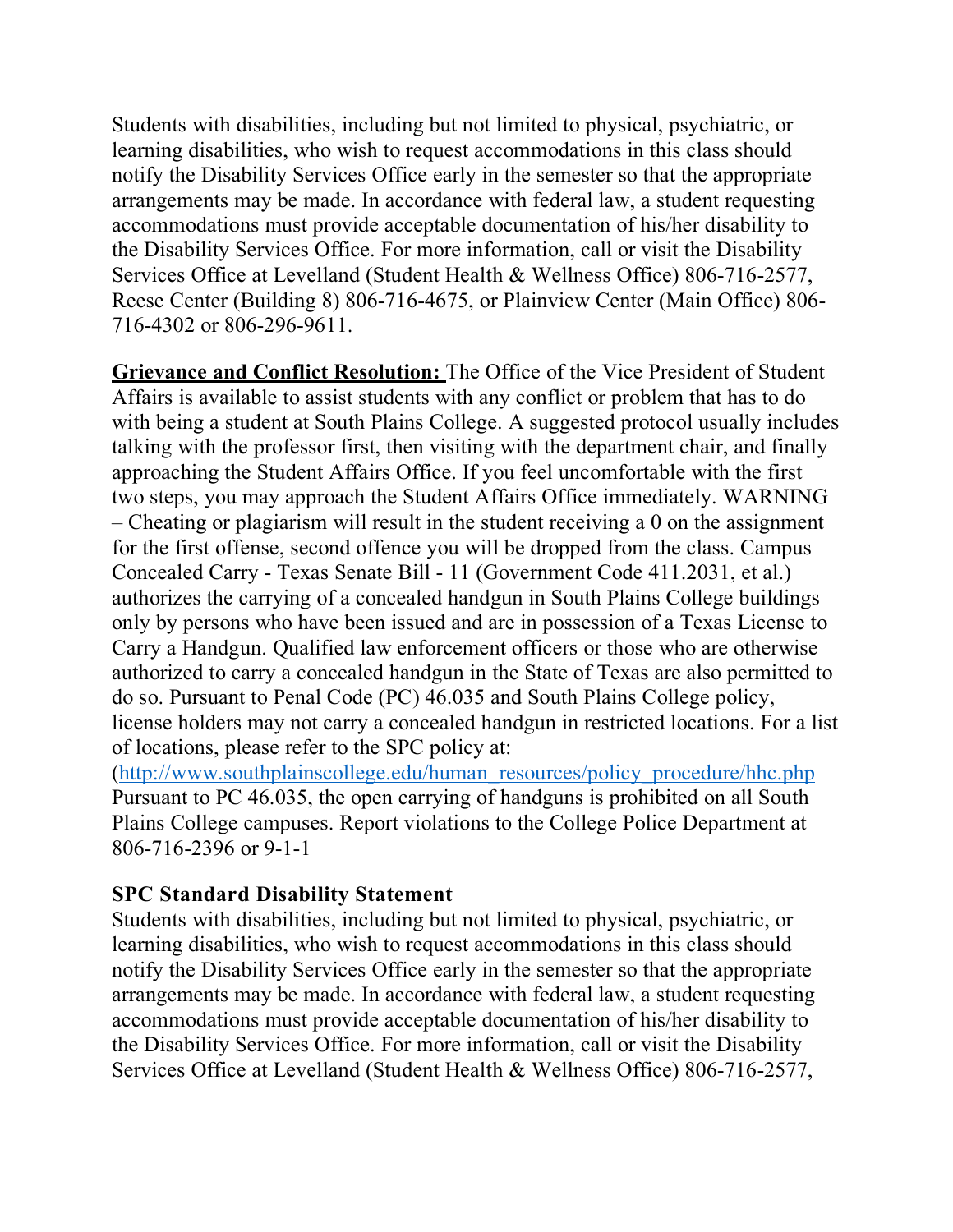Students with disabilities, including but not limited to physical, psychiatric, or learning disabilities, who wish to request accommodations in this class should notify the Disability Services Office early in the semester so that the appropriate arrangements may be made. In accordance with federal law, a student requesting accommodations must provide acceptable documentation of his/her disability to the Disability Services Office. For more information, call or visit the Disability Services Office at Levelland (Student Health & Wellness Office) 806-716-2577, Reese Center (Building 8) 806-716-4675, or Plainview Center (Main Office) 806-716-4302 or 806-296-9611.

**Grievance and Conflict Resolution:** The Office of the Vice President of Student Affairs is available to assist students with any conflict or problem that has to do with being a student at South Plains College. A suggested protocol usually includes talking with the professor first, then visiting with the department chair, and finally approaching the Student Affairs Office. If you feel uncomfortable with the first two steps, you may approach the Student Affairs Office immediately. WARNING – Cheating or plagiarism will result in the student receiving a 0 on the assignment for the first offense, second offence you will be dropped from the class. Campus Concealed Carry - Texas Senate Bill - 11 (Government Code 411.2031, et al.) authorizes the carrying of a concealed handgun in South Plains College buildings only by persons who have been issued and are in possession of a Texas License to Carry a Handgun. Qualified law enforcement officers or those who are otherwise authorized to carry a concealed handgun in the State of Texas are also permitted to do so. Pursuant to Penal Code (PC) 46.035 and South Plains College policy, license holders may not carry a concealed handgun in restricted locations. For a list of locations, please refer to the SPC policy at: (http://www.southplainscollege.edu/human_resources/policy_procedure/hhc.php Pursuant to PC 46.035, the open carrying of handguns is prohibited on all South Plains College campuses. Report violations to the College Police Department at 806-716-2396 or 9-1-1

**SPC Standard Disability Statement**

Students with disabilities, including but not limited to physical, psychiatric, or learning disabilities, who wish to request accommodations in this class should notify the Disability Services Office early in the semester so that the appropriate arrangements may be made. In accordance with federal law, a student requesting accommodations must provide acceptable documentation of his/her disability to the Disability Services Office. For more information, call or visit the Disability Services Office at Levelland (Student Health & Wellness Office) 806-716-2577,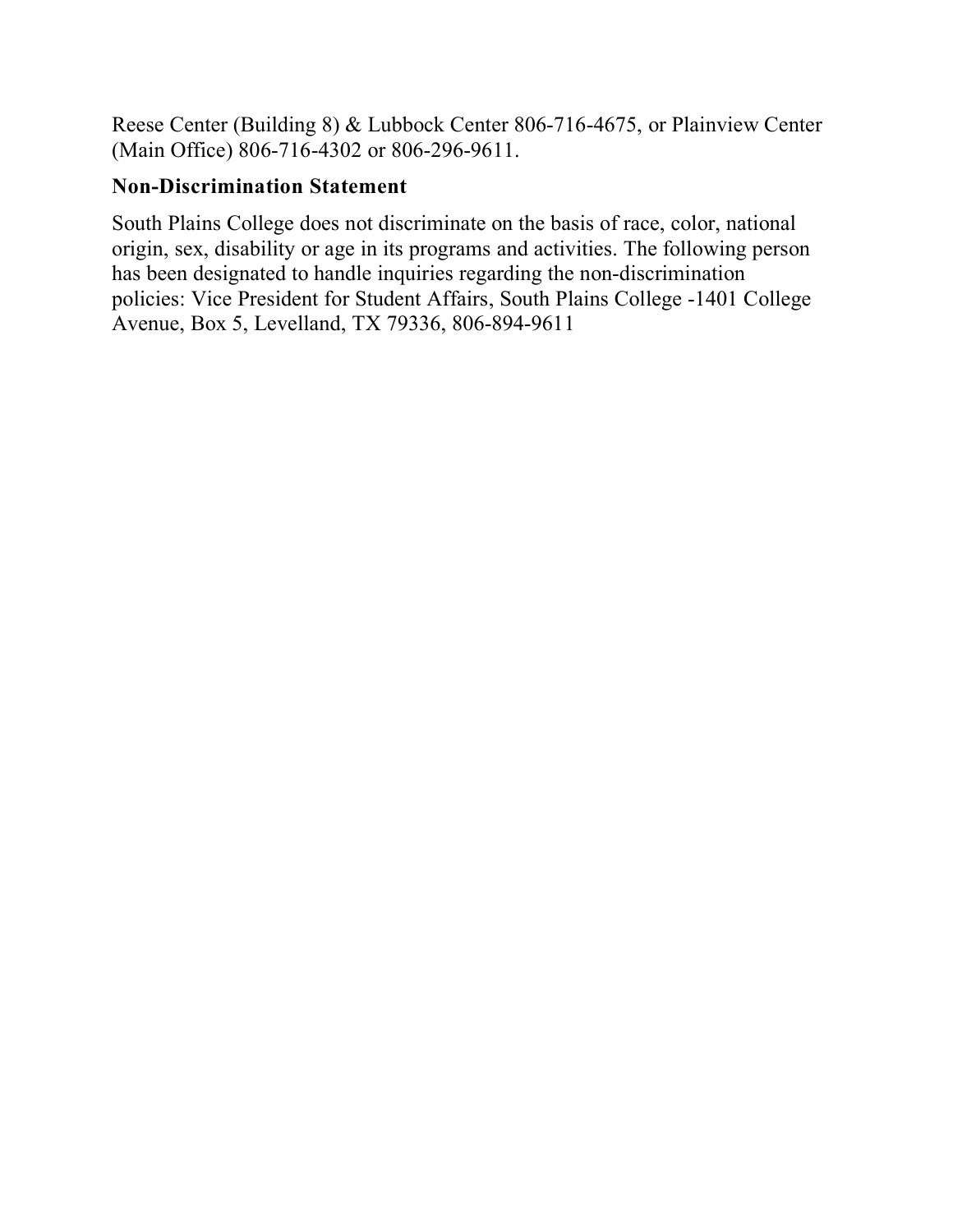Reese Center (Building 8) & Lubbock Center 806-716-4675, or Plainview Center (Main Office) 806-716-4302 or 806-296-9611.

**Non-Discrimination Statement**

South Plains College does not discriminate on the basis of race, color, national origin, sex, disability or age in its programs and activities. The following person has been designated to handle inquiries regarding the non-discrimination policies: Vice President for Student Affairs, South Plains College -1401 College Avenue, Box 5, Levelland, TX 79336, 806-894-9611